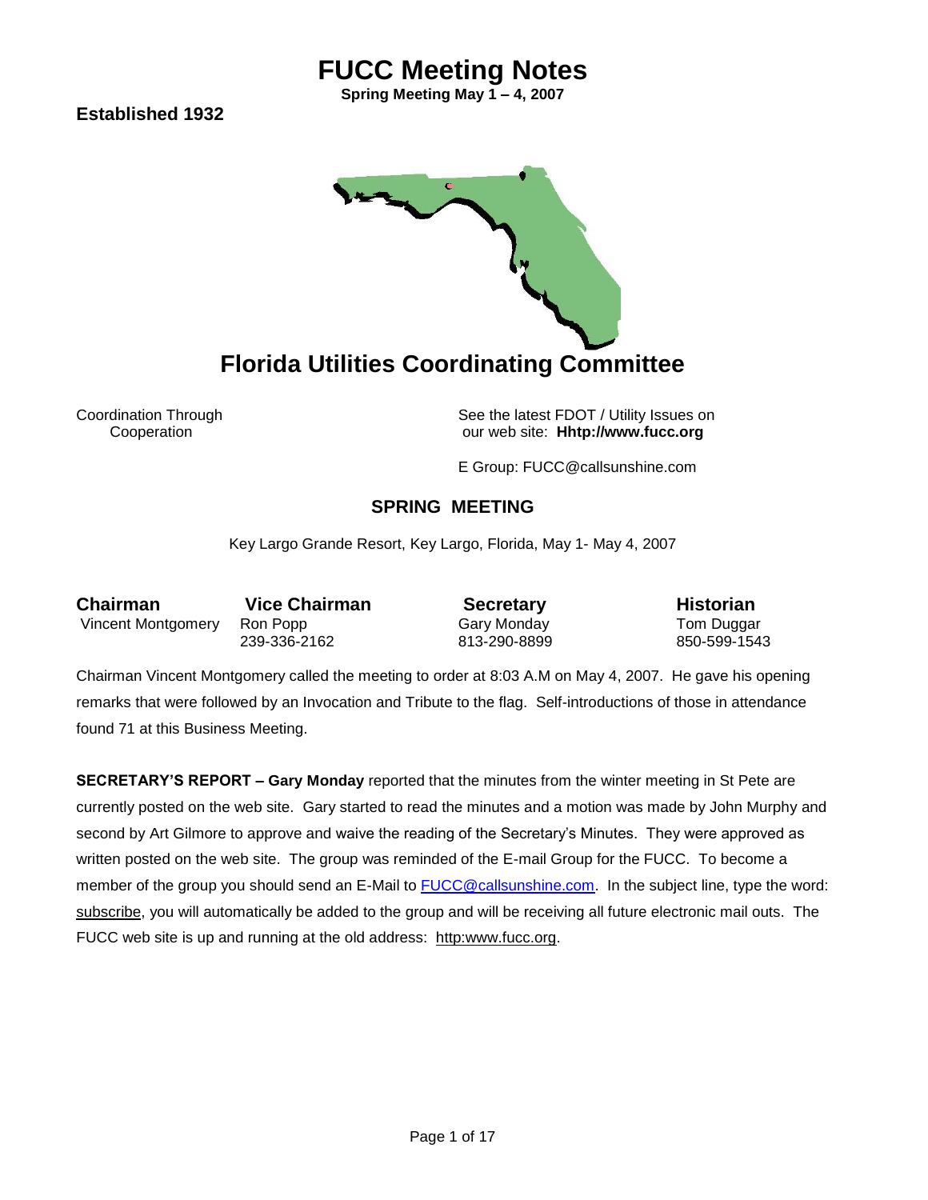# FUCC Meeting Notes

**Spring Meeting May 1 – 4, 2007**

**Established 1932**

## Florida Utilities Coordinating Committee

Coordination Through Cooperation

See the latest FDOT / Utility Issues on our web site: **Hhttp://www.fucc.org**

E Group: FUCC@callsunshine.com

### SPRING MEETING

Key Largo Grande Resort, Key Largo, Florida, May 1- May 4, 2007

| **Chairman** | **Vice Chairman** | **Secretary** | **Historian** |
|---|---|---|---|
| Vincent Montgomery | Ron Popp | Gary Monday | Tom Duggar |
| | 239-336-2162 | 813-290-8899 | 850-599-1543 |

Chairman Vincent Montgomery called the meeting to order at 8:03 A.M on May 4, 2007. He gave his opening remarks that were followed by an Invocation and Tribute to the flag. Self-introductions of those in attendance found 71 at this Business Meeting.

**SECRETARY'S REPORT – Gary Monday** reported that the minutes from the winter meeting in St Pete are currently posted on the web site. Gary started to read the minutes and a motion was made by John Murphy and second by Art Gilmore to approve and waive the reading of the Secretary's Minutes. They were approved as written posted on the web site. The group was reminded of the E-mail Group for the FUCC. To become a member of the group you should send an E-Mail to FUCC@callsunshine.com. In the subject line, type the word: subscribe, you will automatically be added to the group and will be receiving all future electronic mail outs. The FUCC web site is up and running at the old address: http:www.fucc.org.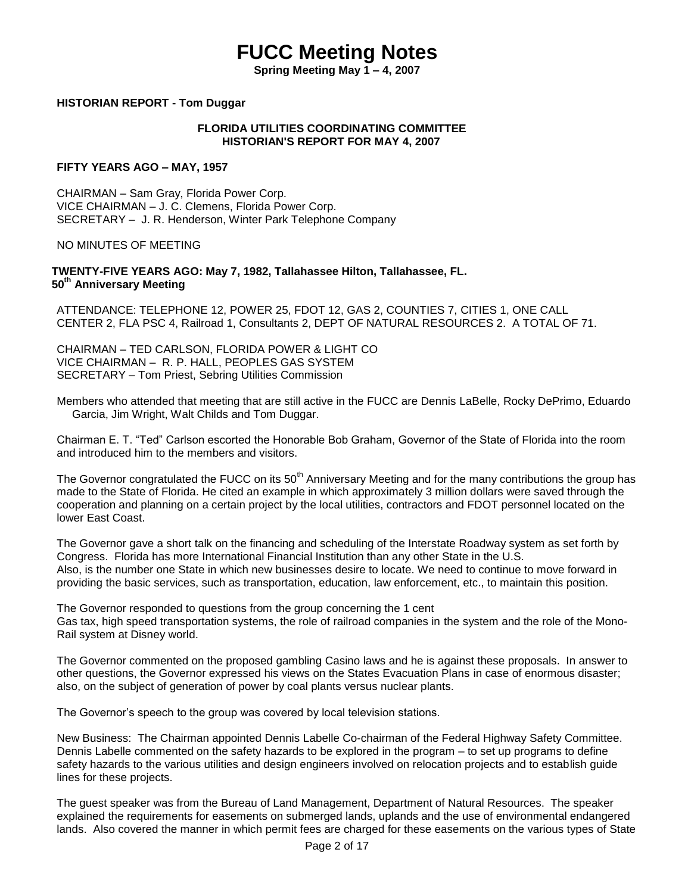# FUCC Meeting Notes

**Spring Meeting May 1 – 4, 2007**

**HISTORIAN REPORT - Tom Duggar**

**FLORIDA UTILITIES COORDINATING COMMITTEE**
**HISTORIAN'S REPORT FOR MAY 4, 2007**

**FIFTY YEARS AGO – MAY, 1957**

CHAIRMAN – Sam Gray, Florida Power Corp.
VICE CHAIRMAN – J. C. Clemens, Florida Power Corp.
SECRETARY – J. R. Henderson, Winter Park Telephone Company

NO MINUTES OF MEETING

**TWENTY-FIVE YEARS AGO: May 7, 1982, Tallahassee Hilton, Tallahassee, FL.**
**50th Anniversary Meeting**

ATTENDANCE: TELEPHONE 12, POWER 25, FDOT 12, GAS 2, COUNTIES 7, CITIES 1, ONE CALL CENTER 2, FLA PSC 4, Railroad 1, Consultants 2, DEPT OF NATURAL RESOURCES 2. A TOTAL OF 71.

CHAIRMAN – TED CARLSON, FLORIDA POWER & LIGHT CO
VICE CHAIRMAN – R. P. HALL, PEOPLES GAS SYSTEM
SECRETARY – Tom Priest, Sebring Utilities Commission

Members who attended that meeting that are still active in the FUCC are Dennis LaBelle, Rocky DePrimo, Eduardo Garcia, Jim Wright, Walt Childs and Tom Duggar.

Chairman E. T. "Ted" Carlson escorted the Honorable Bob Graham, Governor of the State of Florida into the room and introduced him to the members and visitors.

The Governor congratulated the FUCC on its 50th Anniversary Meeting and for the many contributions the group has made to the State of Florida. He cited an example in which approximately 3 million dollars were saved through the cooperation and planning on a certain project by the local utilities, contractors and FDOT personnel located on the lower East Coast.

The Governor gave a short talk on the financing and scheduling of the Interstate Roadway system as set forth by Congress. Florida has more International Financial Institution than any other State in the U.S.
Also, is the number one State in which new businesses desire to locate. We need to continue to move forward in providing the basic services, such as transportation, education, law enforcement, etc., to maintain this position.

The Governor responded to questions from the group concerning the 1 cent
Gas tax, high speed transportation systems, the role of railroad companies in the system and the role of the Mono-Rail system at Disney world.

The Governor commented on the proposed gambling Casino laws and he is against these proposals. In answer to other questions, the Governor expressed his views on the States Evacuation Plans in case of enormous disaster; also, on the subject of generation of power by coal plants versus nuclear plants.

The Governor's speech to the group was covered by local television stations.

New Business: The Chairman appointed Dennis Labelle Co-chairman of the Federal Highway Safety Committee. Dennis Labelle commented on the safety hazards to be explored in the program – to set up programs to define safety hazards to the various utilities and design engineers involved on relocation projects and to establish guide lines for these projects.

The guest speaker was from the Bureau of Land Management, Department of Natural Resources. The speaker explained the requirements for easements on submerged lands, uplands and the use of environmental endangered lands. Also covered the manner in which permit fees are charged for these easements on the various types of State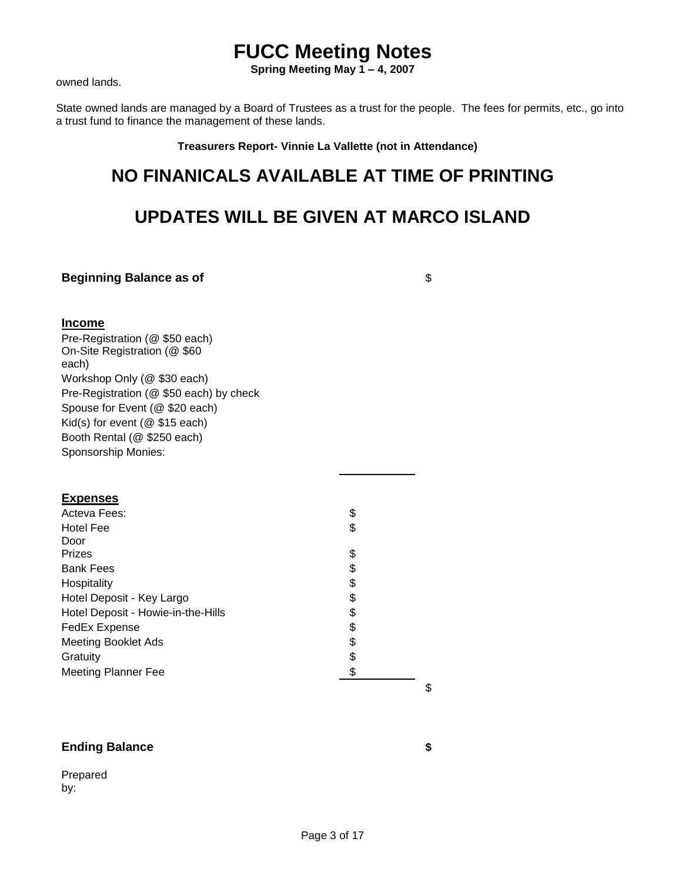owned lands.

State owned lands are managed by a Board of Trustees as a trust for the people. The fees for permits, etc., go into a trust fund to finance the management of these lands.

**Treasurers Report- Vinnie La Vallette (not in Attendance)**

## NO FINANICALS AVAILABLE AT TIME OF PRINTING

## UPDATES WILL BE GIVEN AT MARCO ISLAND

**Beginning Balance as of** $

**Income**

Pre-Registration (@ $50 each)
On-Site Registration (@ $60 each)
Workshop Only (@ $30 each)
Pre-Registration (@ $50 each) by check
Spouse for Event (@ $20 each)
Kid(s) for event (@ $15 each)
Booth Rental (@ $250 each)
Sponsorship Monies:

**Expenses**

| | | |
|---|---|---|
| Acteva Fees: | $ | |
| Hotel Fee | $ | |
| Door Prizes | $ | |
| Bank Fees | $ | |
| Hospitality | $ | |
| Hotel Deposit - Key Largo | $ | |
| Hotel Deposit - Howie-in-the-Hills | $ | |
| FedEx Expense | $ | |
| Meeting Booklet Ads | $ | |
| Gratuity | $ | |
| Meeting Planner Fee | $ | |
| | | $ |

**Ending Balance** **$**

Prepared by: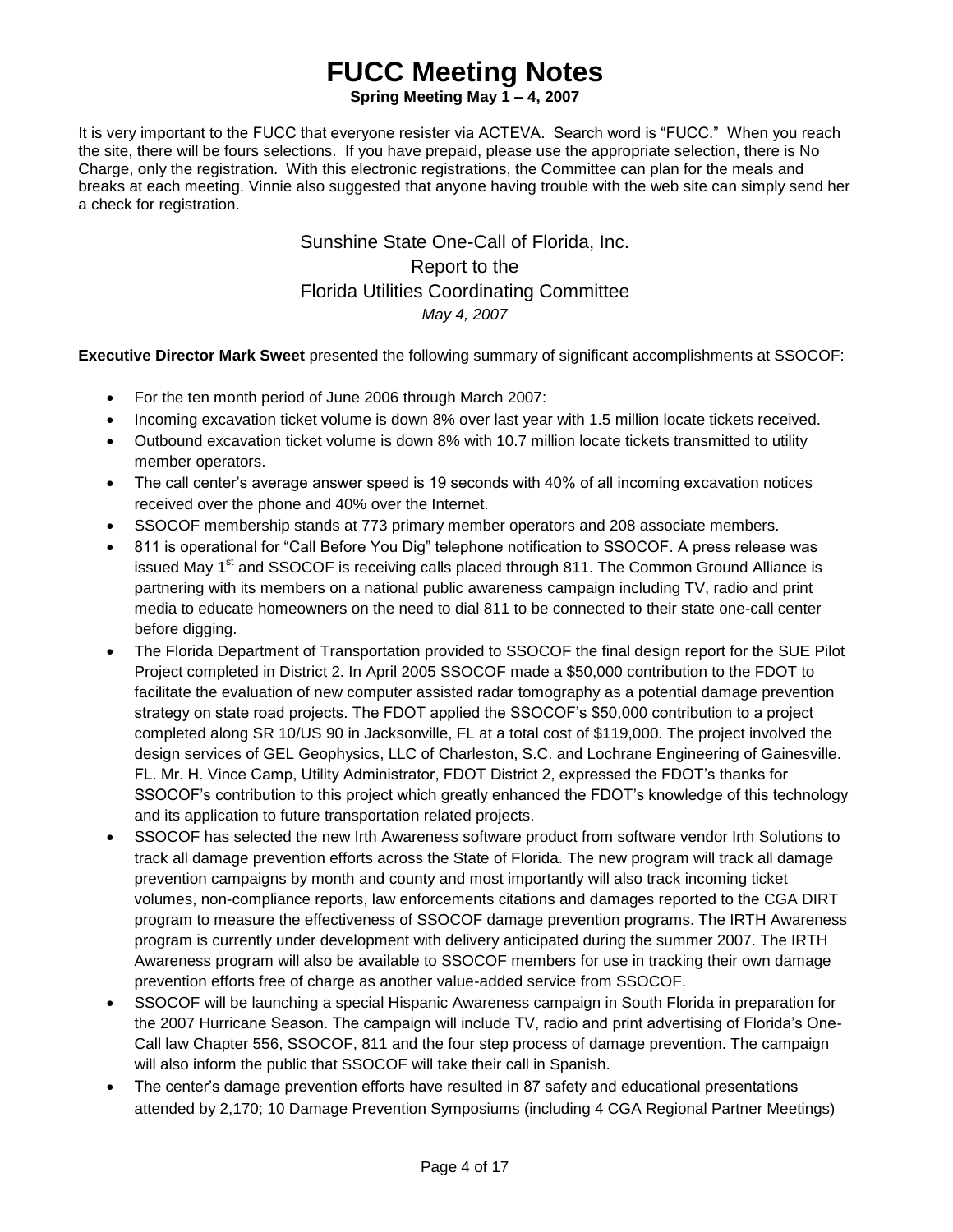# FUCC Meeting Notes

**Spring Meeting May 1 – 4, 2007**

It is very important to the FUCC that everyone resister via ACTEVA. Search word is "FUCC." When you reach the site, there will be fours selections. If you have prepaid, please use the appropriate selection, there is No Charge, only the registration. With this electronic registrations, the Committee can plan for the meals and breaks at each meeting. Vinnie also suggested that anyone having trouble with the web site can simply send her a check for registration.

Sunshine State One-Call of Florida, Inc.
Report to the
Florida Utilities Coordinating Committee
*May 4, 2007*

**Executive Director Mark Sweet** presented the following summary of significant accomplishments at SSOCOF:

- For the ten month period of June 2006 through March 2007:
- Incoming excavation ticket volume is down 8% over last year with 1.5 million locate tickets received.
- Outbound excavation ticket volume is down 8% with 10.7 million locate tickets transmitted to utility member operators.
- The call center's average answer speed is 19 seconds with 40% of all incoming excavation notices received over the phone and 40% over the Internet.
- SSOCOF membership stands at 773 primary member operators and 208 associate members.
- 811 is operational for "Call Before You Dig" telephone notification to SSOCOF. A press release was issued May 1st and SSOCOF is receiving calls placed through 811. The Common Ground Alliance is partnering with its members on a national public awareness campaign including TV, radio and print media to educate homeowners on the need to dial 811 to be connected to their state one-call center before digging.
- The Florida Department of Transportation provided to SSOCOF the final design report for the SUE Pilot Project completed in District 2. In April 2005 SSOCOF made a $50,000 contribution to the FDOT to facilitate the evaluation of new computer assisted radar tomography as a potential damage prevention strategy on state road projects. The FDOT applied the SSOCOF's $50,000 contribution to a project completed along SR 10/US 90 in Jacksonville, FL at a total cost of $119,000. The project involved the design services of GEL Geophysics, LLC of Charleston, S.C. and Lochrane Engineering of Gainesville. FL. Mr. H. Vince Camp, Utility Administrator, FDOT District 2, expressed the FDOT's thanks for SSOCOF's contribution to this project which greatly enhanced the FDOT's knowledge of this technology and its application to future transportation related projects.
- SSOCOF has selected the new Irth Awareness software product from software vendor Irth Solutions to track all damage prevention efforts across the State of Florida. The new program will track all damage prevention campaigns by month and county and most importantly will also track incoming ticket volumes, non-compliance reports, law enforcements citations and damages reported to the CGA DIRT program to measure the effectiveness of SSOCOF damage prevention programs. The IRTH Awareness program is currently under development with delivery anticipated during the summer 2007. The IRTH Awareness program will also be available to SSOCOF members for use in tracking their own damage prevention efforts free of charge as another value-added service from SSOCOF.
- SSOCOF will be launching a special Hispanic Awareness campaign in South Florida in preparation for the 2007 Hurricane Season. The campaign will include TV, radio and print advertising of Florida's One-Call law Chapter 556, SSOCOF, 811 and the four step process of damage prevention. The campaign will also inform the public that SSOCOF will take their call in Spanish.
- The center's damage prevention efforts have resulted in 87 safety and educational presentations attended by 2,170; 10 Damage Prevention Symposiums (including 4 CGA Regional Partner Meetings)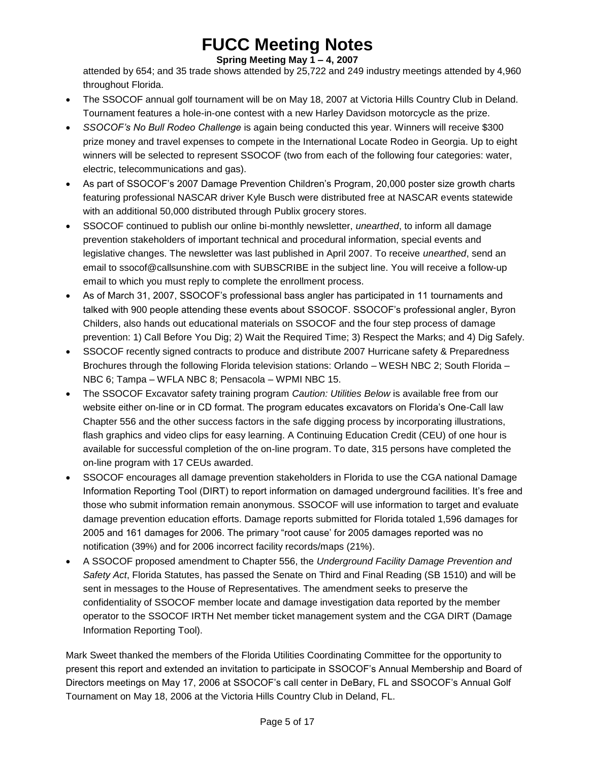attended by 654; and 35 trade shows attended by 25,722 and 249 industry meetings attended by 4,960 throughout Florida.

- The SSOCOF annual golf tournament will be on May 18, 2007 at Victoria Hills Country Club in Deland. Tournament features a hole-in-one contest with a new Harley Davidson motorcycle as the prize.
- *SSOCOF's No Bull Rodeo Challenge* is again being conducted this year. Winners will receive $300 prize money and travel expenses to compete in the International Locate Rodeo in Georgia. Up to eight winners will be selected to represent SSOCOF (two from each of the following four categories: water, electric, telecommunications and gas).
- As part of SSOCOF's 2007 Damage Prevention Children's Program, 20,000 poster size growth charts featuring professional NASCAR driver Kyle Busch were distributed free at NASCAR events statewide with an additional 50,000 distributed through Publix grocery stores.
- SSOCOF continued to publish our online bi-monthly newsletter, *unearthed*, to inform all damage prevention stakeholders of important technical and procedural information, special events and legislative changes. The newsletter was last published in April 2007. To receive *unearthed*, send an email to ssocof@callsunshine.com with SUBSCRIBE in the subject line. You will receive a follow-up email to which you must reply to complete the enrollment process.
- As of March 31, 2007, SSOCOF's professional bass angler has participated in 11 tournaments and talked with 900 people attending these events about SSOCOF. SSOCOF's professional angler, Byron Childers, also hands out educational materials on SSOCOF and the four step process of damage prevention: 1) Call Before You Dig; 2) Wait the Required Time; 3) Respect the Marks; and 4) Dig Safely.
- SSOCOF recently signed contracts to produce and distribute 2007 Hurricane safety & Preparedness Brochures through the following Florida television stations: Orlando – WESH NBC 2; South Florida – NBC 6; Tampa – WFLA NBC 8; Pensacola – WPMI NBC 15.
- The SSOCOF Excavator safety training program *Caution: Utilities Below* is available free from our website either on-line or in CD format. The program educates excavators on Florida's One-Call law Chapter 556 and the other success factors in the safe digging process by incorporating illustrations, flash graphics and video clips for easy learning. A Continuing Education Credit (CEU) of one hour is available for successful completion of the on-line program. To date, 315 persons have completed the on-line program with 17 CEUs awarded.
- SSOCOF encourages all damage prevention stakeholders in Florida to use the CGA national Damage Information Reporting Tool (DIRT) to report information on damaged underground facilities. It's free and those who submit information remain anonymous. SSOCOF will use information to target and evaluate damage prevention education efforts. Damage reports submitted for Florida totaled 1,596 damages for 2005 and 161 damages for 2006. The primary "root cause' for 2005 damages reported was no notification (39%) and for 2006 incorrect facility records/maps (21%).
- A SSOCOF proposed amendment to Chapter 556, the *Underground Facility Damage Prevention and Safety Act*, Florida Statutes, has passed the Senate on Third and Final Reading (SB 1510) and will be sent in messages to the House of Representatives. The amendment seeks to preserve the confidentiality of SSOCOF member locate and damage investigation data reported by the member operator to the SSOCOF IRTH Net member ticket management system and the CGA DIRT (Damage Information Reporting Tool).

Mark Sweet thanked the members of the Florida Utilities Coordinating Committee for the opportunity to present this report and extended an invitation to participate in SSOCOF's Annual Membership and Board of Directors meetings on May 17, 2006 at SSOCOF's call center in DeBary, FL and SSOCOF's Annual Golf Tournament on May 18, 2006 at the Victoria Hills Country Club in Deland, FL.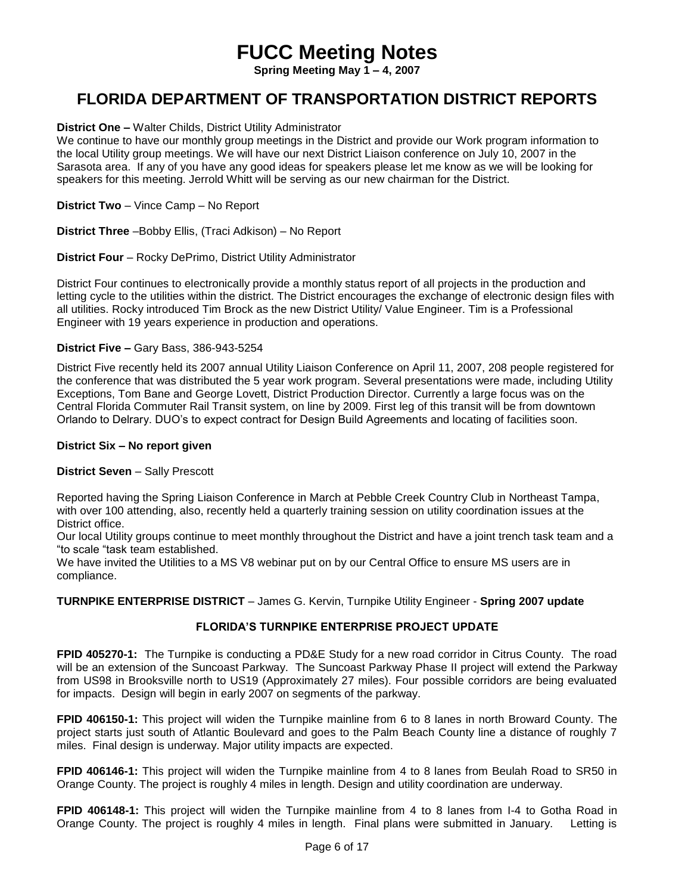# FUCC Meeting Notes

**Spring Meeting May 1 – 4, 2007**

## FLORIDA DEPARTMENT OF TRANSPORTATION DISTRICT REPORTS

**District One –** Walter Childs, District Utility Administrator
We continue to have our monthly group meetings in the District and provide our Work program information to the local Utility group meetings. We will have our next District Liaison conference on July 10, 2007 in the Sarasota area. If any of you have any good ideas for speakers please let me know as we will be looking for speakers for this meeting. Jerrold Whitt will be serving as our new chairman for the District.

**District Two** – Vince Camp – No Report

**District Three** –Bobby Ellis, (Traci Adkison) – No Report

**District Four** – Rocky DePrimo, District Utility Administrator

District Four continues to electronically provide a monthly status report of all projects in the production and letting cycle to the utilities within the district. The District encourages the exchange of electronic design files with all utilities. Rocky introduced Tim Brock as the new District Utility/ Value Engineer. Tim is a Professional Engineer with 19 years experience in production and operations.

**District Five –** Gary Bass, 386-943-5254

District Five recently held its 2007 annual Utility Liaison Conference on April 11, 2007, 208 people registered for the conference that was distributed the 5 year work program. Several presentations were made, including Utility Exceptions, Tom Bane and George Lovett, District Production Director. Currently a large focus was on the Central Florida Commuter Rail Transit system, on line by 2009. First leg of this transit will be from downtown Orlando to Delrary. DUO's to expect contract for Design Build Agreements and locating of facilities soon.

**District Six – No report given**

**District Seven** – Sally Prescott

Reported having the Spring Liaison Conference in March at Pebble Creek Country Club in Northeast Tampa, with over 100 attending, also, recently held a quarterly training session on utility coordination issues at the District office.
Our local Utility groups continue to meet monthly throughout the District and have a joint trench task team and a "to scale "task team established.
We have invited the Utilities to a MS V8 webinar put on by our Central Office to ensure MS users are in compliance.

**TURNPIKE ENTERPRISE DISTRICT** – James G. Kervin, Turnpike Utility Engineer - **Spring 2007 update**

### FLORIDA'S TURNPIKE ENTERPRISE PROJECT UPDATE

**FPID 405270-1:** The Turnpike is conducting a PD&E Study for a new road corridor in Citrus County. The road will be an extension of the Suncoast Parkway. The Suncoast Parkway Phase II project will extend the Parkway from US98 in Brooksville north to US19 (Approximately 27 miles). Four possible corridors are being evaluated for impacts. Design will begin in early 2007 on segments of the parkway.

**FPID 406150-1:** This project will widen the Turnpike mainline from 6 to 8 lanes in north Broward County. The project starts just south of Atlantic Boulevard and goes to the Palm Beach County line a distance of roughly 7 miles. Final design is underway. Major utility impacts are expected.

**FPID 406146-1:** This project will widen the Turnpike mainline from 4 to 8 lanes from Beulah Road to SR50 in Orange County. The project is roughly 4 miles in length. Design and utility coordination are underway.

**FPID 406148-1:** This project will widen the Turnpike mainline from 4 to 8 lanes from I-4 to Gotha Road in Orange County. The project is roughly 4 miles in length. Final plans were submitted in January. Letting is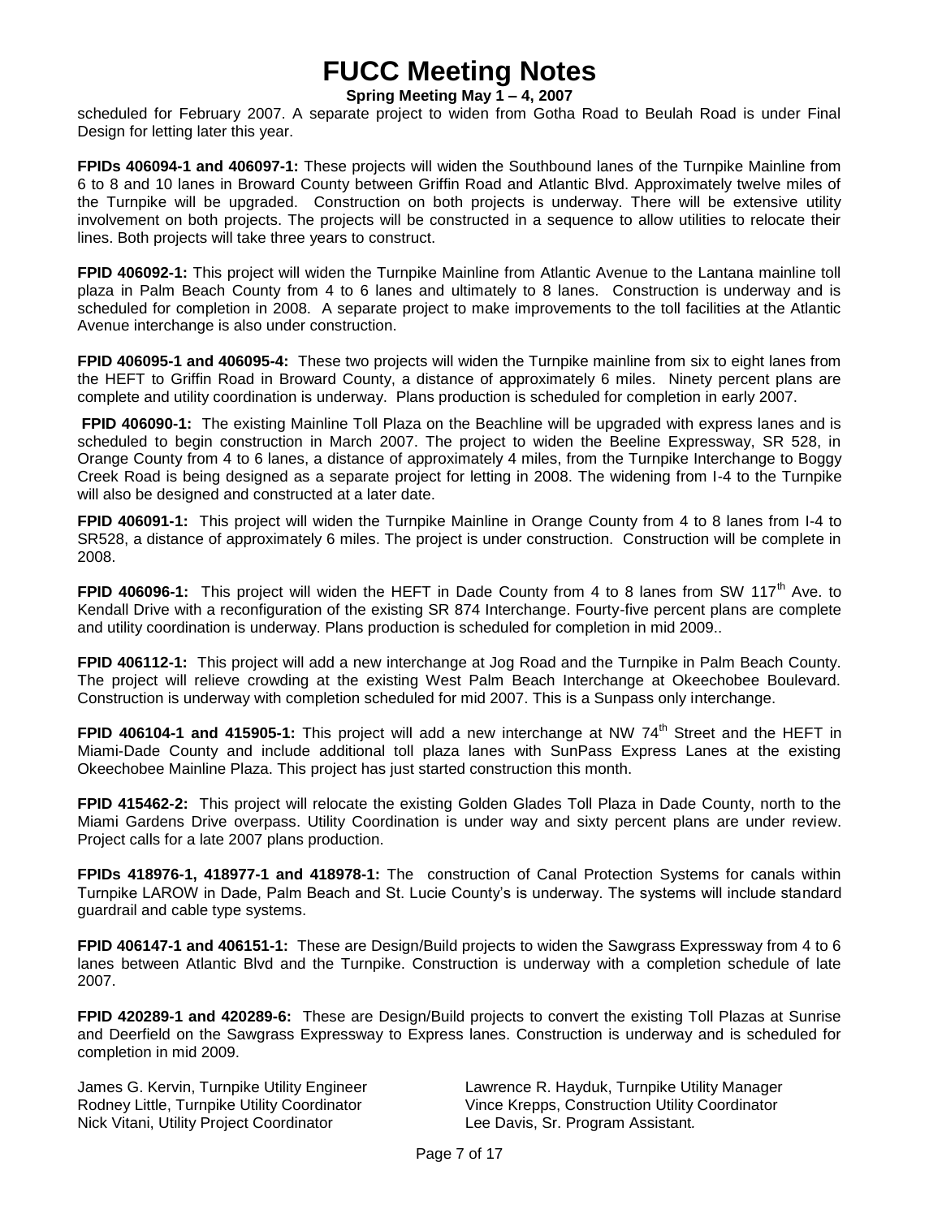scheduled for February 2007. A separate project to widen from Gotha Road to Beulah Road is under Final Design for letting later this year.

**FPIDs 406094-1 and 406097-1:** These projects will widen the Southbound lanes of the Turnpike Mainline from 6 to 8 and 10 lanes in Broward County between Griffin Road and Atlantic Blvd. Approximately twelve miles of the Turnpike will be upgraded. Construction on both projects is underway. There will be extensive utility involvement on both projects. The projects will be constructed in a sequence to allow utilities to relocate their lines. Both projects will take three years to construct.

**FPID 406092-1:** This project will widen the Turnpike Mainline from Atlantic Avenue to the Lantana mainline toll plaza in Palm Beach County from 4 to 6 lanes and ultimately to 8 lanes. Construction is underway and is scheduled for completion in 2008. A separate project to make improvements to the toll facilities at the Atlantic Avenue interchange is also under construction.

**FPID 406095-1 and 406095-4:** These two projects will widen the Turnpike mainline from six to eight lanes from the HEFT to Griffin Road in Broward County, a distance of approximately 6 miles. Ninety percent plans are complete and utility coordination is underway. Plans production is scheduled for completion in early 2007.

**FPID 406090-1:** The existing Mainline Toll Plaza on the Beachline will be upgraded with express lanes and is scheduled to begin construction in March 2007. The project to widen the Beeline Expressway, SR 528, in Orange County from 4 to 6 lanes, a distance of approximately 4 miles, from the Turnpike Interchange to Boggy Creek Road is being designed as a separate project for letting in 2008. The widening from I-4 to the Turnpike will also be designed and constructed at a later date.

**FPID 406091-1:** This project will widen the Turnpike Mainline in Orange County from 4 to 8 lanes from I-4 to SR528, a distance of approximately 6 miles. The project is under construction. Construction will be complete in 2008.

**FPID 406096-1:** This project will widen the HEFT in Dade County from 4 to 8 lanes from SW 117th Ave. to Kendall Drive with a reconfiguration of the existing SR 874 Interchange. Fourty-five percent plans are complete and utility coordination is underway. Plans production is scheduled for completion in mid 2009..

**FPID 406112-1:** This project will add a new interchange at Jog Road and the Turnpike in Palm Beach County. The project will relieve crowding at the existing West Palm Beach Interchange at Okeechobee Boulevard. Construction is underway with completion scheduled for mid 2007. This is a Sunpass only interchange.

**FPID 406104-1 and 415905-1:** This project will add a new interchange at NW 74th Street and the HEFT in Miami-Dade County and include additional toll plaza lanes with SunPass Express Lanes at the existing Okeechobee Mainline Plaza. This project has just started construction this month.

**FPID 415462-2:** This project will relocate the existing Golden Glades Toll Plaza in Dade County, north to the Miami Gardens Drive overpass. Utility Coordination is under way and sixty percent plans are under review. Project calls for a late 2007 plans production.

**FPIDs 418976-1, 418977-1 and 418978-1:** The construction of Canal Protection Systems for canals within Turnpike LAROW in Dade, Palm Beach and St. Lucie County's is underway. The systems will include standard guardrail and cable type systems.

**FPID 406147-1 and 406151-1:** These are Design/Build projects to widen the Sawgrass Expressway from 4 to 6 lanes between Atlantic Blvd and the Turnpike. Construction is underway with a completion schedule of late 2007.

**FPID 420289-1 and 420289-6:** These are Design/Build projects to convert the existing Toll Plazas at Sunrise and Deerfield on the Sawgrass Expressway to Express lanes. Construction is underway and is scheduled for completion in mid 2009.

James G. Kervin, Turnpike Utility Engineer
Rodney Little, Turnpike Utility Coordinator
Nick Vitani, Utility Project Coordinator

Lawrence R. Hayduk, Turnpike Utility Manager
Vince Krepps, Construction Utility Coordinator
Lee Davis, Sr. Program Assistant.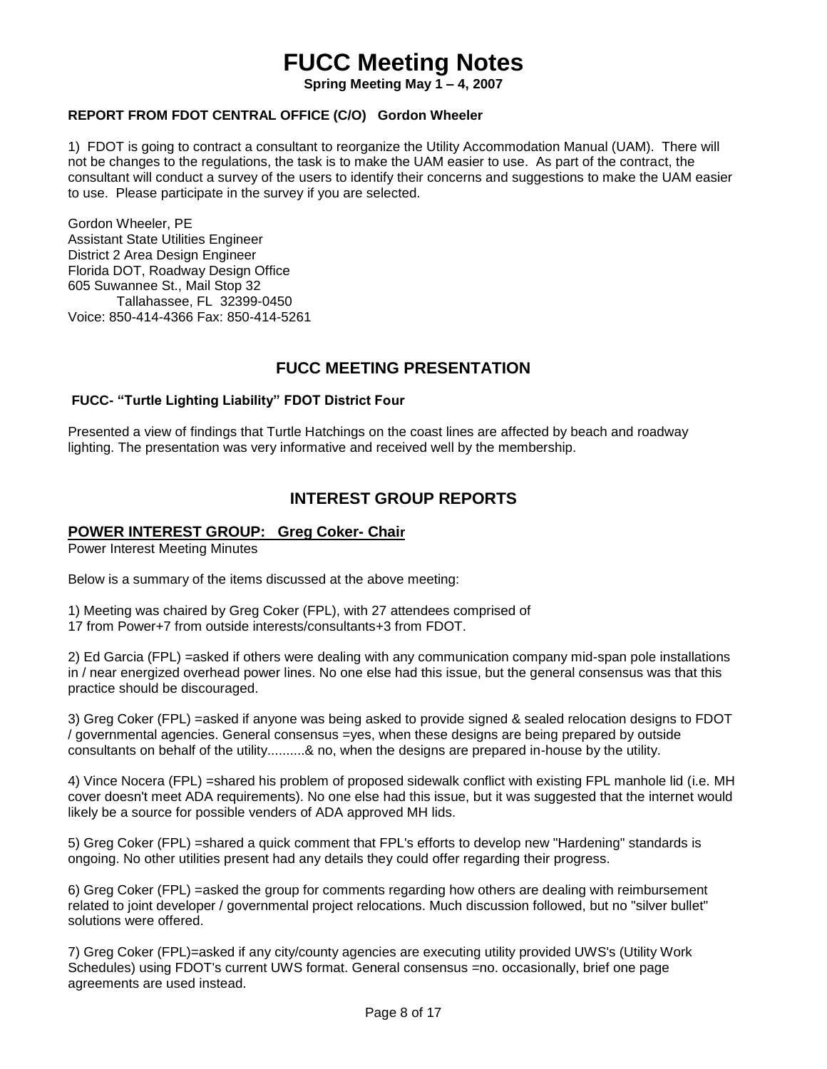# FUCC Meeting Notes

**Spring Meeting May 1 – 4, 2007**

**REPORT FROM FDOT CENTRAL OFFICE (C/O) Gordon Wheeler**

1) FDOT is going to contract a consultant to reorganize the Utility Accommodation Manual (UAM). There will not be changes to the regulations, the task is to make the UAM easier to use. As part of the contract, the consultant will conduct a survey of the users to identify their concerns and suggestions to make the UAM easier to use. Please participate in the survey if you are selected.

Gordon Wheeler, PE
Assistant State Utilities Engineer
District 2 Area Design Engineer
Florida DOT, Roadway Design Office
605 Suwannee St., Mail Stop 32
Tallahassee, FL 32399-0450
Voice: 850-414-4366 Fax: 850-414-5261

## FUCC MEETING PRESENTATION

**FUCC- "Turtle Lighting Liability" FDOT District Four**

Presented a view of findings that Turtle Hatchings on the coast lines are affected by beach and roadway lighting. The presentation was very informative and received well by the membership.

## INTEREST GROUP REPORTS

### POWER INTEREST GROUP: Greg Coker- Chair

Power Interest Meeting Minutes

Below is a summary of the items discussed at the above meeting:

1) Meeting was chaired by Greg Coker (FPL), with 27 attendees comprised of 17 from Power+7 from outside interests/consultants+3 from FDOT.

2) Ed Garcia (FPL) =asked if others were dealing with any communication company mid-span pole installations in / near energized overhead power lines. No one else had this issue, but the general consensus was that this practice should be discouraged.

3) Greg Coker (FPL) =asked if anyone was being asked to provide signed & sealed relocation designs to FDOT / governmental agencies. General consensus =yes, when these designs are being prepared by outside consultants on behalf of the utility..........& no, when the designs are prepared in-house by the utility.

4) Vince Nocera (FPL) =shared his problem of proposed sidewalk conflict with existing FPL manhole lid (i.e. MH cover doesn't meet ADA requirements). No one else had this issue, but it was suggested that the internet would likely be a source for possible venders of ADA approved MH lids.

5) Greg Coker (FPL) =shared a quick comment that FPL's efforts to develop new "Hardening" standards is ongoing. No other utilities present had any details they could offer regarding their progress.

6) Greg Coker (FPL) =asked the group for comments regarding how others are dealing with reimbursement related to joint developer / governmental project relocations. Much discussion followed, but no "silver bullet" solutions were offered.

7) Greg Coker (FPL)=asked if any city/county agencies are executing utility provided UWS's (Utility Work Schedules) using FDOT's current UWS format. General consensus =no. occasionally, brief one page agreements are used instead.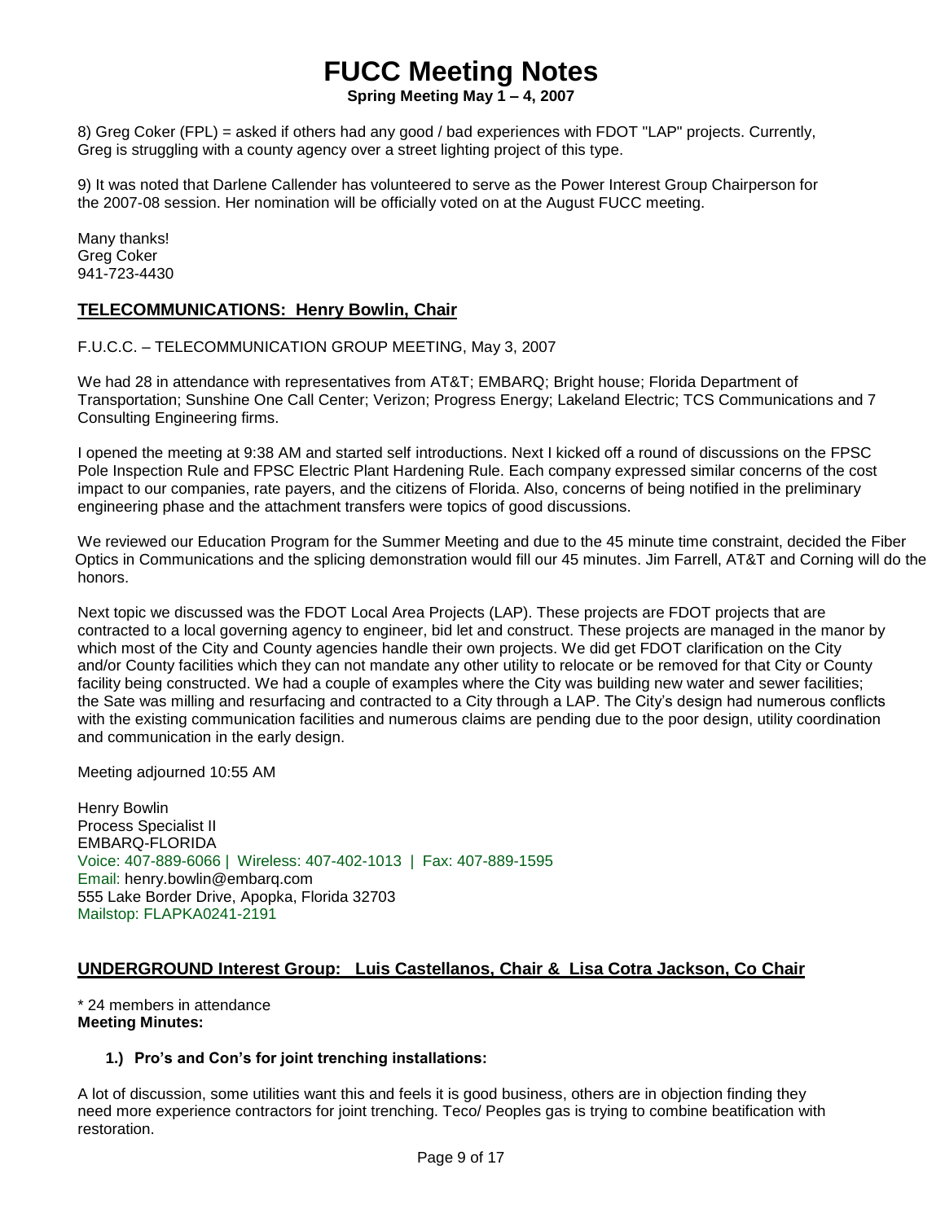8) Greg Coker (FPL) = asked if others had any good / bad experiences with FDOT "LAP" projects. Currently, Greg is struggling with a county agency over a street lighting project of this type.

9) It was noted that Darlene Callender has volunteered to serve as the Power Interest Group Chairperson for the 2007-08 session. Her nomination will be officially voted on at the August FUCC meeting.

Many thanks!
Greg Coker
941-723-4430

## TELECOMMUNICATIONS: Henry Bowlin, Chair

F.U.C.C. – TELECOMMUNICATION GROUP MEETING, May 3, 2007

We had 28 in attendance with representatives from AT&T; EMBARQ; Bright house; Florida Department of Transportation; Sunshine One Call Center; Verizon; Progress Energy; Lakeland Electric; TCS Communications and 7 Consulting Engineering firms.

I opened the meeting at 9:38 AM and started self introductions. Next I kicked off a round of discussions on the FPSC Pole Inspection Rule and FPSC Electric Plant Hardening Rule. Each company expressed similar concerns of the cost impact to our companies, rate payers, and the citizens of Florida. Also, concerns of being notified in the preliminary engineering phase and the attachment transfers were topics of good discussions.

We reviewed our Education Program for the Summer Meeting and due to the 45 minute time constraint, decided the Fiber Optics in Communications and the splicing demonstration would fill our 45 minutes. Jim Farrell, AT&T and Corning will do the honors.

Next topic we discussed was the FDOT Local Area Projects (LAP). These projects are FDOT projects that are contracted to a local governing agency to engineer, bid let and construct. These projects are managed in the manor by which most of the City and County agencies handle their own projects. We did get FDOT clarification on the City and/or County facilities which they can not mandate any other utility to relocate or be removed for that City or County facility being constructed. We had a couple of examples where the City was building new water and sewer facilities; the Sate was milling and resurfacing and contracted to a City through a LAP. The City's design had numerous conflicts with the existing communication facilities and numerous claims are pending due to the poor design, utility coordination and communication in the early design.

Meeting adjourned 10:55 AM

Henry Bowlin
Process Specialist II
EMBARQ-FLORIDA
Voice: 407-889-6066 | Wireless: 407-402-1013 | Fax: 407-889-1595
Email: henry.bowlin@embarq.com
555 Lake Border Drive, Apopka, Florida 32703
Mailstop: FLAPKA0241-2191

## UNDERGROUND Interest Group: Luis Castellanos, Chair & Lisa Cotra Jackson, Co Chair

* 24 members in attendance

**Meeting Minutes:**

1. **Pro's and Con's for joint trenching installations:**

A lot of discussion, some utilities want this and feels it is good business, others are in objection finding they need more experience contractors for joint trenching. Teco/ Peoples gas is trying to combine beatification with restoration.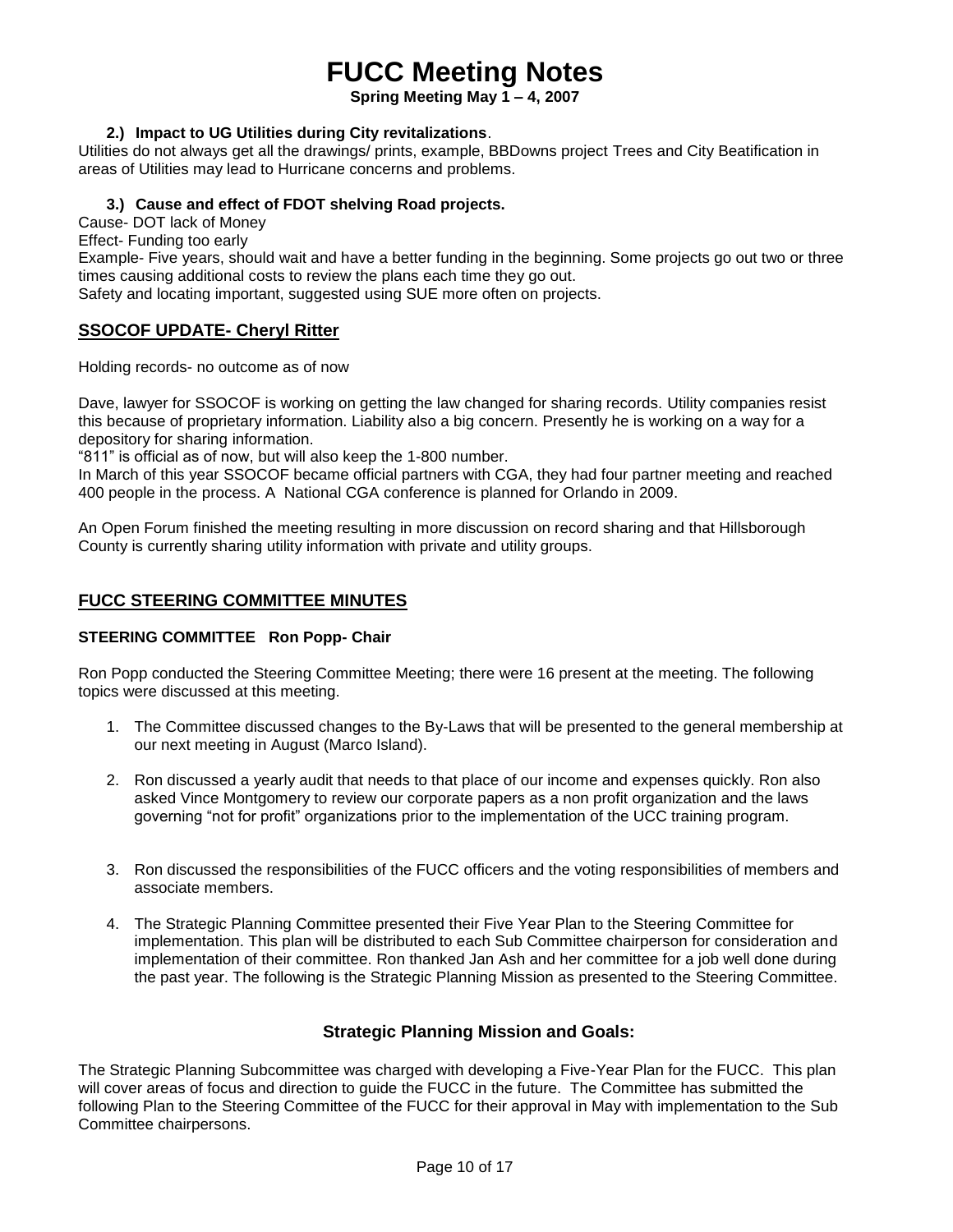# FUCC Meeting Notes

**Spring Meeting May 1 – 4, 2007**

**2.) Impact to UG Utilities during City revitalizations**.

Utilities do not always get all the drawings/ prints, example, BBDowns project Trees and City Beatification in areas of Utilities may lead to Hurricane concerns and problems.

**3.) Cause and effect of FDOT shelving Road projects.**

Cause- DOT lack of Money

Effect- Funding too early

Example- Five years, should wait and have a better funding in the beginning. Some projects go out two or three times causing additional costs to review the plans each time they go out.

Safety and locating important, suggested using SUE more often on projects.

## SSOCOF UPDATE- Cheryl Ritter

Holding records- no outcome as of now

Dave, lawyer for SSOCOF is working on getting the law changed for sharing records. Utility companies resist this because of proprietary information. Liability also a big concern. Presently he is working on a way for a depository for sharing information.

"811" is official as of now, but will also keep the 1-800 number.

In March of this year SSOCOF became official partners with CGA, they had four partner meeting and reached 400 people in the process. A National CGA conference is planned for Orlando in 2009.

An Open Forum finished the meeting resulting in more discussion on record sharing and that Hillsborough County is currently sharing utility information with private and utility groups.

## FUCC STEERING COMMITTEE MINUTES

**STEERING COMMITTEE Ron Popp- Chair**

Ron Popp conducted the Steering Committee Meeting; there were 16 present at the meeting. The following topics were discussed at this meeting.

1. The Committee discussed changes to the By-Laws that will be presented to the general membership at our next meeting in August (Marco Island).
2. Ron discussed a yearly audit that needs to that place of our income and expenses quickly. Ron also asked Vince Montgomery to review our corporate papers as a non profit organization and the laws governing "not for profit" organizations prior to the implementation of the UCC training program.
3. Ron discussed the responsibilities of the FUCC officers and the voting responsibilities of members and associate members.
4. The Strategic Planning Committee presented their Five Year Plan to the Steering Committee for implementation. This plan will be distributed to each Sub Committee chairperson for consideration and implementation of their committee. Ron thanked Jan Ash and her committee for a job well done during the past year. The following is the Strategic Planning Mission as presented to the Steering Committee.

### Strategic Planning Mission and Goals:

The Strategic Planning Subcommittee was charged with developing a Five-Year Plan for the FUCC. This plan will cover areas of focus and direction to guide the FUCC in the future. The Committee has submitted the following Plan to the Steering Committee of the FUCC for their approval in May with implementation to the Sub Committee chairpersons.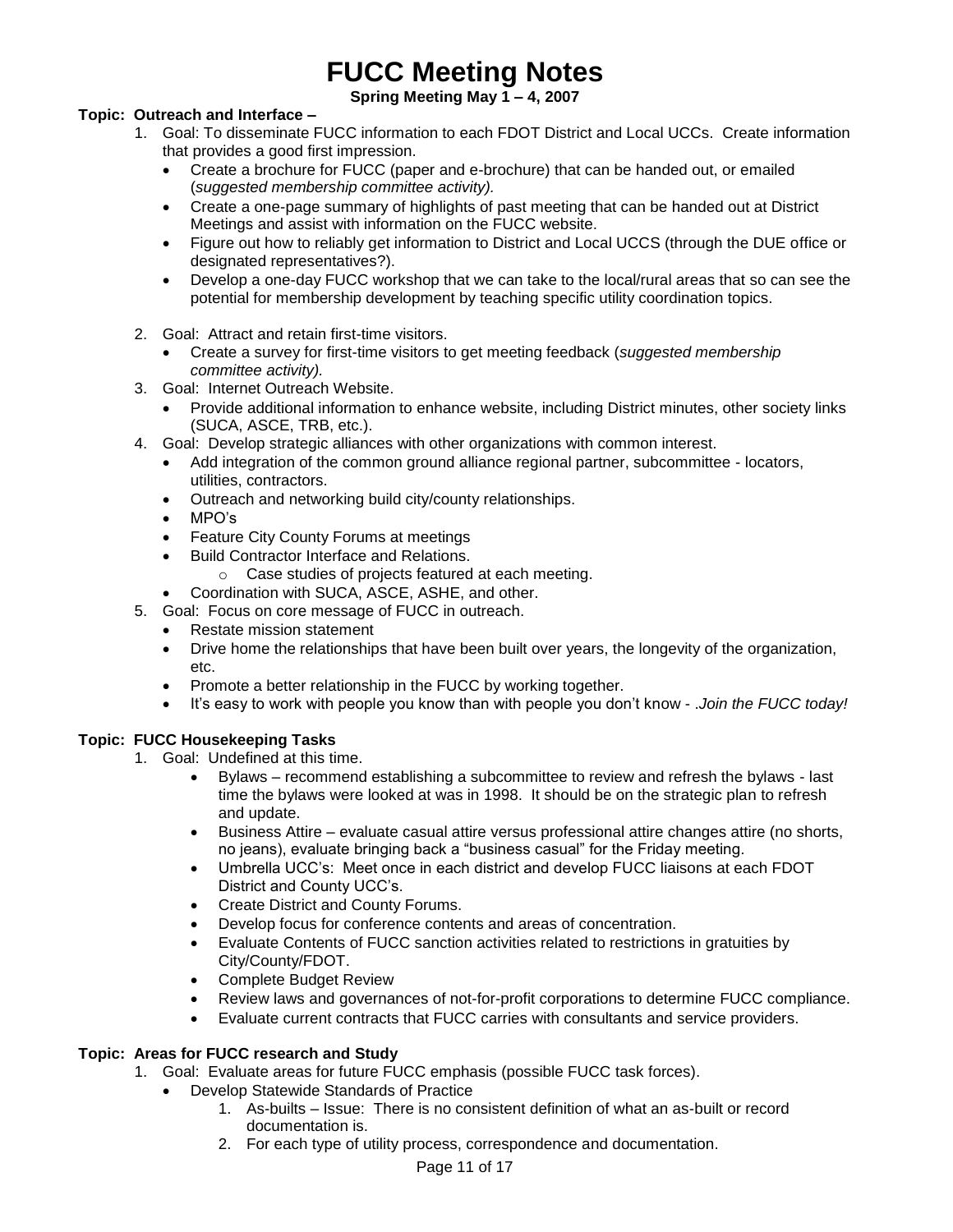# FUCC Meeting Notes

**Spring Meeting May 1 – 4, 2007**

**Topic: Outreach and Interface –**

1. Goal: To disseminate FUCC information to each FDOT District and Local UCCs. Create information that provides a good first impression.
   - Create a brochure for FUCC (paper and e-brochure) that can be handed out, or emailed (*suggested membership committee activity).*
   - Create a one-page summary of highlights of past meeting that can be handed out at District Meetings and assist with information on the FUCC website.
   - Figure out how to reliably get information to District and Local UCCS (through the DUE office or designated representatives?).
   - Develop a one-day FUCC workshop that we can take to the local/rural areas that so can see the potential for membership development by teaching specific utility coordination topics.

2. Goal: Attract and retain first-time visitors.
   - Create a survey for first-time visitors to get meeting feedback (*suggested membership committee activity).*
3. Goal: Internet Outreach Website.
   - Provide additional information to enhance website, including District minutes, other society links (SUCA, ASCE, TRB, etc.).
4. Goal: Develop strategic alliances with other organizations with common interest.
   - Add integration of the common ground alliance regional partner, subcommittee - locators, utilities, contractors.
   - Outreach and networking build city/county relationships.
   - MPO's
   - Feature City County Forums at meetings
   - Build Contractor Interface and Relations.
     - Case studies of projects featured at each meeting.
   - Coordination with SUCA, ASCE, ASHE, and other.
5. Goal: Focus on core message of FUCC in outreach.
   - Restate mission statement
   - Drive home the relationships that have been built over years, the longevity of the organization, etc.
   - Promote a better relationship in the FUCC by working together.
   - It's easy to work with people you know than with people you don't know - .*Join the FUCC today!*

**Topic: FUCC Housekeeping Tasks**

1. Goal: Undefined at this time.
   - Bylaws – recommend establishing a subcommittee to review and refresh the bylaws - last time the bylaws were looked at was in 1998. It should be on the strategic plan to refresh and update.
   - Business Attire – evaluate casual attire versus professional attire changes attire (no shorts, no jeans), evaluate bringing back a "business casual" for the Friday meeting.
   - Umbrella UCC's: Meet once in each district and develop FUCC liaisons at each FDOT District and County UCC's.
   - Create District and County Forums.
   - Develop focus for conference contents and areas of concentration.
   - Evaluate Contents of FUCC sanction activities related to restrictions in gratuities by City/County/FDOT.
   - Complete Budget Review
   - Review laws and governances of not-for-profit corporations to determine FUCC compliance.
   - Evaluate current contracts that FUCC carries with consultants and service providers.

**Topic: Areas for FUCC research and Study**

1. Goal: Evaluate areas for future FUCC emphasis (possible FUCC task forces).
   - Develop Statewide Standards of Practice
     1. As-builts – Issue: There is no consistent definition of what an as-built or record documentation is.
     2. For each type of utility process, correspondence and documentation.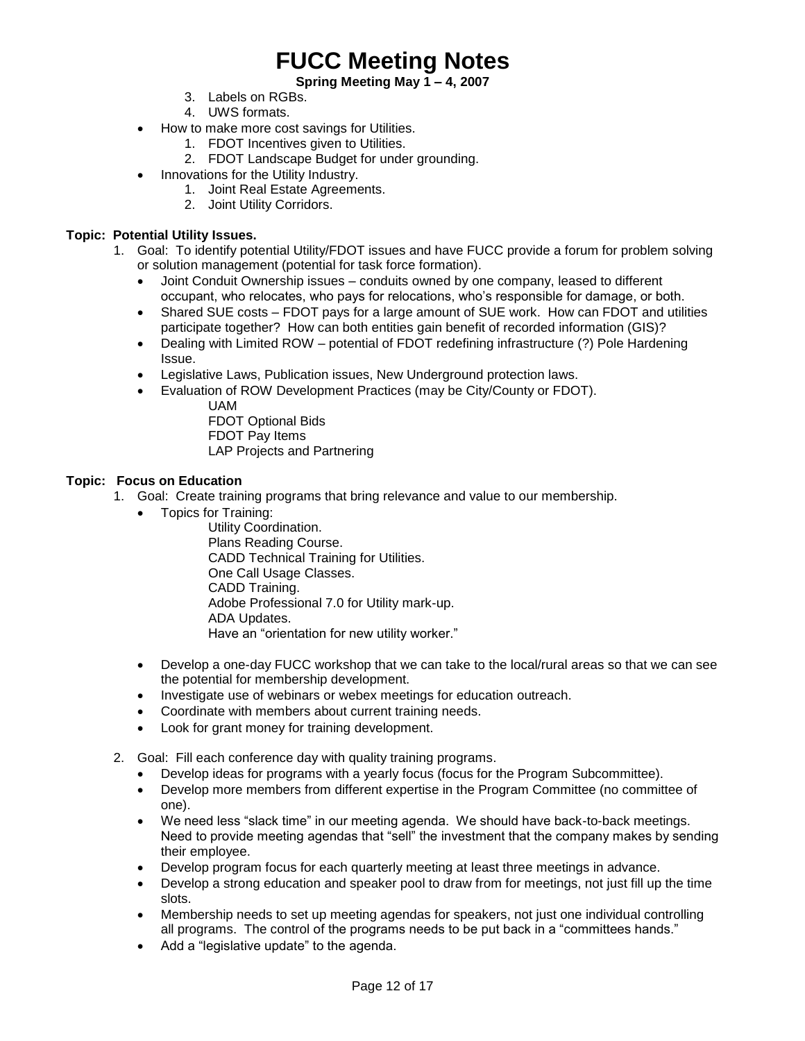3. Labels on RGBs.
4. UWS formats.

- How to make more cost savings for Utilities.
    1. FDOT Incentives given to Utilities.
    2. FDOT Landscape Budget for under grounding.
- Innovations for the Utility Industry.
    1. Joint Real Estate Agreements.
    2. Joint Utility Corridors.

**Topic: Potential Utility Issues.**

1. Goal: To identify potential Utility/FDOT issues and have FUCC provide a forum for problem solving or solution management (potential for task force formation).
    - Joint Conduit Ownership issues – conduits owned by one company, leased to different occupant, who relocates, who pays for relocations, who's responsible for damage, or both.
    - Shared SUE costs – FDOT pays for a large amount of SUE work. How can FDOT and utilities participate together? How can both entities gain benefit of recorded information (GIS)?
    - Dealing with Limited ROW – potential of FDOT redefining infrastructure (?) Pole Hardening Issue.
    - Legislative Laws, Publication issues, New Underground protection laws.
    - Evaluation of ROW Development Practices (may be City/County or FDOT).
        - UAM
        - FDOT Optional Bids
        - FDOT Pay Items
        - LAP Projects and Partnering

**Topic: Focus on Education**

1. Goal: Create training programs that bring relevance and value to our membership.
    - Topics for Training:
        - Utility Coordination.
        - Plans Reading Course.
        - CADD Technical Training for Utilities.
        - One Call Usage Classes.
        - CADD Training.
        - Adobe Professional 7.0 for Utility mark-up.
        - ADA Updates.
        - Have an "orientation for new utility worker."
    - Develop a one-day FUCC workshop that we can take to the local/rural areas so that we can see the potential for membership development.
    - Investigate use of webinars or webex meetings for education outreach.
    - Coordinate with members about current training needs.
    - Look for grant money for training development.

2. Goal: Fill each conference day with quality training programs.
    - Develop ideas for programs with a yearly focus (focus for the Program Subcommittee).
    - Develop more members from different expertise in the Program Committee (no committee of one).
    - We need less "slack time" in our meeting agenda. We should have back-to-back meetings. Need to provide meeting agendas that "sell" the investment that the company makes by sending their employee.
    - Develop program focus for each quarterly meeting at least three meetings in advance.
    - Develop a strong education and speaker pool to draw from for meetings, not just fill up the time slots.
    - Membership needs to set up meeting agendas for speakers, not just one individual controlling all programs. The control of the programs needs to be put back in a "committees hands."
    - Add a "legislative update" to the agenda.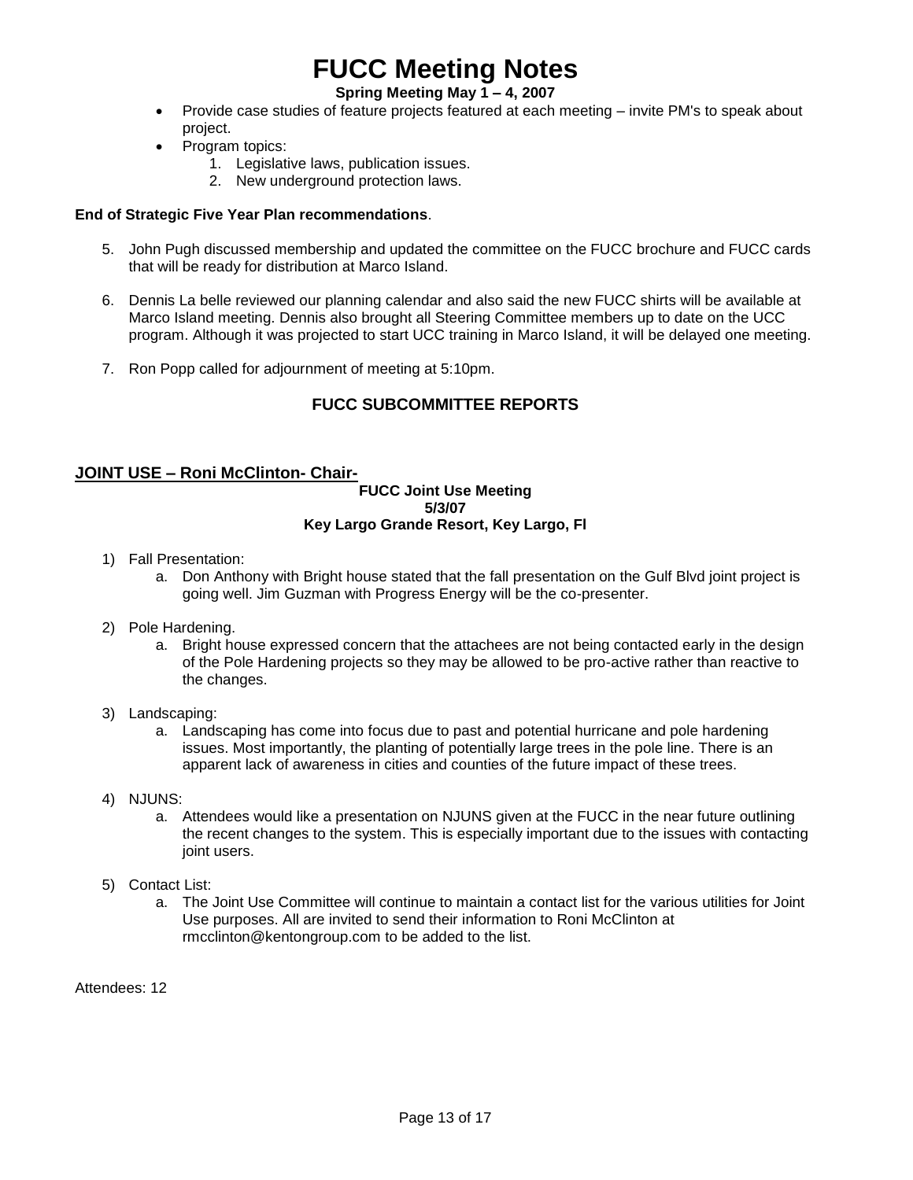- Provide case studies of feature projects featured at each meeting – invite PM's to speak about project.
- Program topics:
    1. Legislative laws, publication issues.
    2. New underground protection laws.

**End of Strategic Five Year Plan recommendations**.

5. John Pugh discussed membership and updated the committee on the FUCC brochure and FUCC cards that will be ready for distribution at Marco Island.

6. Dennis La belle reviewed our planning calendar and also said the new FUCC shirts will be available at Marco Island meeting. Dennis also brought all Steering Committee members up to date on the UCC program. Although it was projected to start UCC training in Marco Island, it will be delayed one meeting.

7. Ron Popp called for adjournment of meeting at 5:10pm.

## FUCC SUBCOMMITTEE REPORTS

### JOINT USE – Roni McClinton- Chair-

**FUCC Joint Use Meeting**
**5/3/07**
**Key Largo Grande Resort, Key Largo, Fl**

1) Fall Presentation:
    a. Don Anthony with Bright house stated that the fall presentation on the Gulf Blvd joint project is going well. Jim Guzman with Progress Energy will be the co-presenter.

2) Pole Hardening.
    a. Bright house expressed concern that the attachees are not being contacted early in the design of the Pole Hardening projects so they may be allowed to be pro-active rather than reactive to the changes.

3) Landscaping:
    a. Landscaping has come into focus due to past and potential hurricane and pole hardening issues. Most importantly, the planting of potentially large trees in the pole line. There is an apparent lack of awareness in cities and counties of the future impact of these trees.

4) NJUNS:
    a. Attendees would like a presentation on NJUNS given at the FUCC in the near future outlining the recent changes to the system. This is especially important due to the issues with contacting joint users.

5) Contact List:
    a. The Joint Use Committee will continue to maintain a contact list for the various utilities for Joint Use purposes. All are invited to send their information to Roni McClinton at rmcclinton@kentongroup.com to be added to the list.

Attendees: 12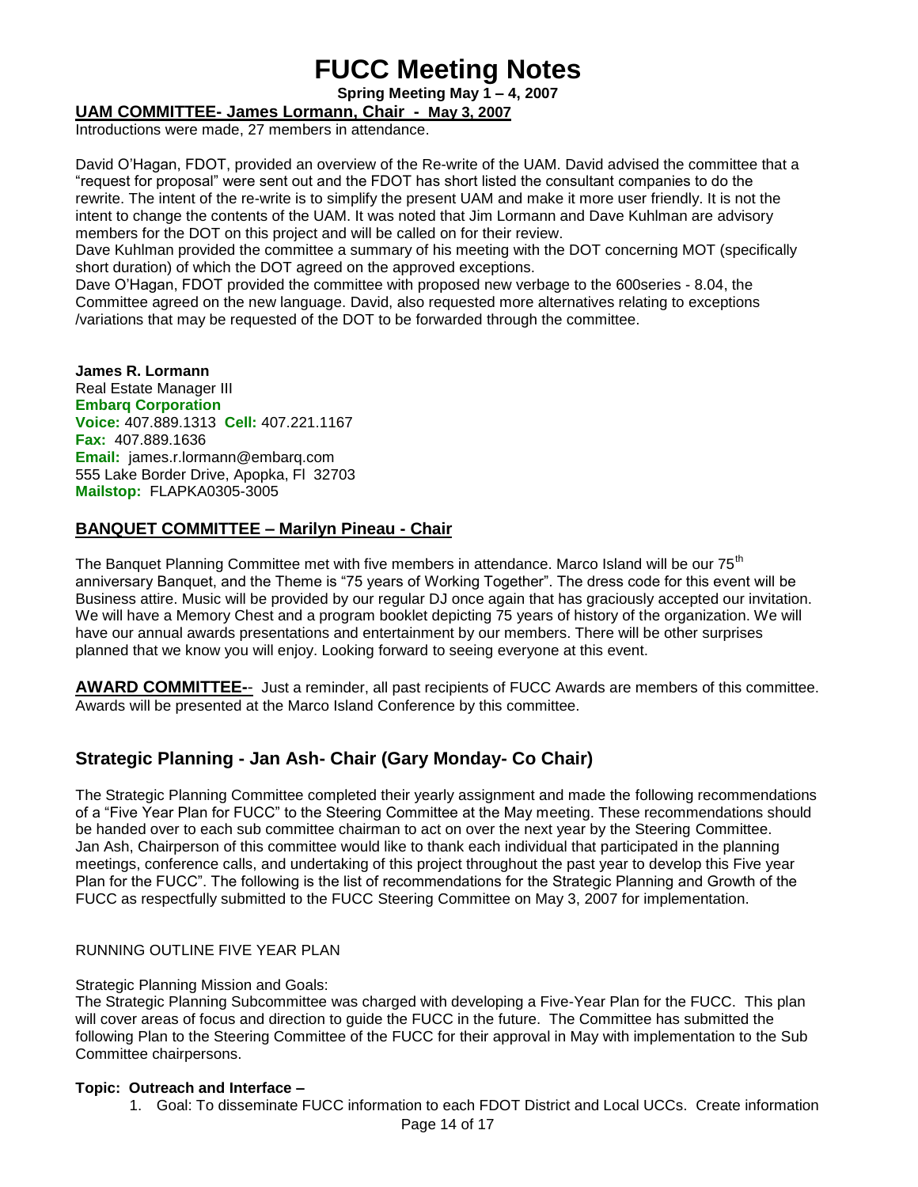# FUCC Meeting Notes

**Spring Meeting May 1 – 4, 2007**

## UAM COMMITTEE- James Lormann, Chair - May 3, 2007

Introductions were made, 27 members in attendance.

David O'Hagan, FDOT, provided an overview of the Re-write of the UAM. David advised the committee that a "request for proposal" were sent out and the FDOT has short listed the consultant companies to do the rewrite. The intent of the re-write is to simplify the present UAM and make it more user friendly. It is not the intent to change the contents of the UAM. It was noted that Jim Lormann and Dave Kuhlman are advisory members for the DOT on this project and will be called on for their review.

Dave Kuhlman provided the committee a summary of his meeting with the DOT concerning MOT (specifically short duration) of which the DOT agreed on the approved exceptions.

Dave O'Hagan, FDOT provided the committee with proposed new verbage to the 600series - 8.04, the Committee agreed on the new language. David, also requested more alternatives relating to exceptions /variations that may be requested of the DOT to be forwarded through the committee.

**James R. Lormann**
Real Estate Manager III
**Embarq Corporation**
**Voice:** 407.889.1313 **Cell:** 407.221.1167
**Fax:** 407.889.1636
**Email:** james.r.lormann@embarq.com
555 Lake Border Drive, Apopka, Fl 32703
**Mailstop:** FLAPKA0305-3005

## BANQUET COMMITTEE – Marilyn Pineau - Chair

The Banquet Planning Committee met with five members in attendance. Marco Island will be our 75th anniversary Banquet, and the Theme is "75 years of Working Together". The dress code for this event will be Business attire. Music will be provided by our regular DJ once again that has graciously accepted our invitation. We will have a Memory Chest and a program booklet depicting 75 years of history of the organization. We will have our annual awards presentations and entertainment by our members. There will be other surprises planned that we know you will enjoy. Looking forward to seeing everyone at this event.

**AWARD COMMITTEE-**- Just a reminder, all past recipients of FUCC Awards are members of this committee. Awards will be presented at the Marco Island Conference by this committee.

## Strategic Planning - Jan Ash- Chair (Gary Monday- Co Chair)

The Strategic Planning Committee completed their yearly assignment and made the following recommendations of a "Five Year Plan for FUCC" to the Steering Committee at the May meeting. These recommendations should be handed over to each sub committee chairman to act on over the next year by the Steering Committee. Jan Ash, Chairperson of this committee would like to thank each individual that participated in the planning meetings, conference calls, and undertaking of this project throughout the past year to develop this Five year Plan for the FUCC". The following is the list of recommendations for the Strategic Planning and Growth of the FUCC as respectfully submitted to the FUCC Steering Committee on May 3, 2007 for implementation.

RUNNING OUTLINE FIVE YEAR PLAN

Strategic Planning Mission and Goals:
The Strategic Planning Subcommittee was charged with developing a Five-Year Plan for the FUCC. This plan will cover areas of focus and direction to guide the FUCC in the future. The Committee has submitted the following Plan to the Steering Committee of the FUCC for their approval in May with implementation to the Sub Committee chairpersons.

**Topic: Outreach and Interface –**

1. Goal: To disseminate FUCC information to each FDOT District and Local UCCs. Create information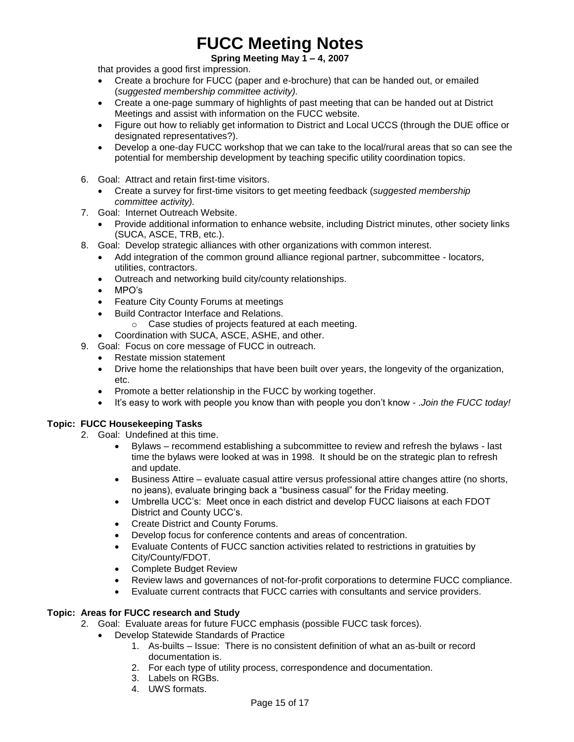that provides a good first impression.

- Create a brochure for FUCC (paper and e-brochure) that can be handed out, or emailed (*suggested membership committee activity).*
- Create a one-page summary of highlights of past meeting that can be handed out at District Meetings and assist with information on the FUCC website.
- Figure out how to reliably get information to District and Local UCCS (through the DUE office or designated representatives?).
- Develop a one-day FUCC workshop that we can take to the local/rural areas that so can see the potential for membership development by teaching specific utility coordination topics.

6. Goal: Attract and retain first-time visitors.
   - Create a survey for first-time visitors to get meeting feedback (*suggested membership committee activity).*
7. Goal: Internet Outreach Website.
   - Provide additional information to enhance website, including District minutes, other society links (SUCA, ASCE, TRB, etc.).
8. Goal: Develop strategic alliances with other organizations with common interest.
   - Add integration of the common ground alliance regional partner, subcommittee - locators, utilities, contractors.
   - Outreach and networking build city/county relationships.
   - MPO's
   - Feature City County Forums at meetings
   - Build Contractor Interface and Relations.
     - Case studies of projects featured at each meeting.
   - Coordination with SUCA, ASCE, ASHE, and other.
9. Goal: Focus on core message of FUCC in outreach.
   - Restate mission statement
   - Drive home the relationships that have been built over years, the longevity of the organization, etc.
   - Promote a better relationship in the FUCC by working together.
   - It's easy to work with people you know than with people you don't know - .*Join the FUCC today!*

**Topic: FUCC Housekeeping Tasks**

2. Goal: Undefined at this time.
   - Bylaws – recommend establishing a subcommittee to review and refresh the bylaws - last time the bylaws were looked at was in 1998. It should be on the strategic plan to refresh and update.
   - Business Attire – evaluate casual attire versus professional attire changes attire (no shorts, no jeans), evaluate bringing back a "business casual" for the Friday meeting.
   - Umbrella UCC's: Meet once in each district and develop FUCC liaisons at each FDOT District and County UCC's.
   - Create District and County Forums.
   - Develop focus for conference contents and areas of concentration.
   - Evaluate Contents of FUCC sanction activities related to restrictions in gratuities by City/County/FDOT.
   - Complete Budget Review
   - Review laws and governances of not-for-profit corporations to determine FUCC compliance.
   - Evaluate current contracts that FUCC carries with consultants and service providers.

**Topic: Areas for FUCC research and Study**

2. Goal: Evaluate areas for future FUCC emphasis (possible FUCC task forces).
   - Develop Statewide Standards of Practice
     1. As-builts – Issue: There is no consistent definition of what an as-built or record documentation is.
     2. For each type of utility process, correspondence and documentation.
     3. Labels on RGBs.
     4. UWS formats.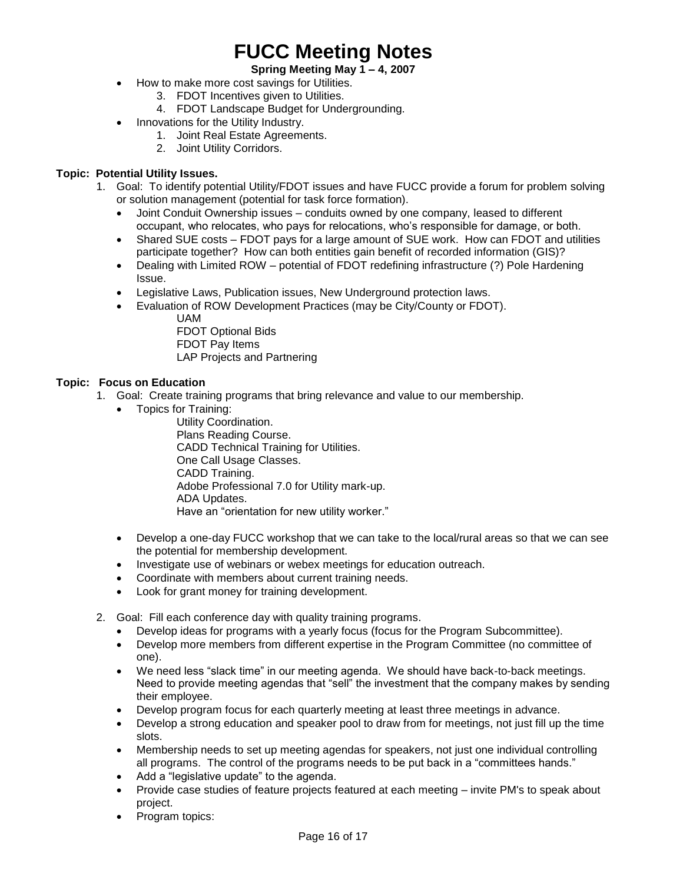- How to make more cost savings for Utilities.
    3. FDOT Incentives given to Utilities.
    4. FDOT Landscape Budget for Undergrounding.
- Innovations for the Utility Industry.
    1. Joint Real Estate Agreements.
    2. Joint Utility Corridors.

**Topic: Potential Utility Issues.**

1. Goal: To identify potential Utility/FDOT issues and have FUCC provide a forum for problem solving or solution management (potential for task force formation).
    - Joint Conduit Ownership issues – conduits owned by one company, leased to different occupant, who relocates, who pays for relocations, who's responsible for damage, or both.
    - Shared SUE costs – FDOT pays for a large amount of SUE work. How can FDOT and utilities participate together? How can both entities gain benefit of recorded information (GIS)?
    - Dealing with Limited ROW – potential of FDOT redefining infrastructure (?) Pole Hardening Issue.
    - Legislative Laws, Publication issues, New Underground protection laws.
    - Evaluation of ROW Development Practices (may be City/County or FDOT).
        - UAM
        - FDOT Optional Bids
        - FDOT Pay Items
        - LAP Projects and Partnering

**Topic: Focus on Education**

1. Goal: Create training programs that bring relevance and value to our membership.
    - Topics for Training:
        - Utility Coordination.
        - Plans Reading Course.
        - CADD Technical Training for Utilities.
        - One Call Usage Classes.
        - CADD Training.
        - Adobe Professional 7.0 for Utility mark-up.
        - ADA Updates.
        - Have an "orientation for new utility worker."
    - Develop a one-day FUCC workshop that we can take to the local/rural areas so that we can see the potential for membership development.
    - Investigate use of webinars or webex meetings for education outreach.
    - Coordinate with members about current training needs.
    - Look for grant money for training development.

2. Goal: Fill each conference day with quality training programs.
    - Develop ideas for programs with a yearly focus (focus for the Program Subcommittee).
    - Develop more members from different expertise in the Program Committee (no committee of one).
    - We need less "slack time" in our meeting agenda. We should have back-to-back meetings. Need to provide meeting agendas that "sell" the investment that the company makes by sending their employee.
    - Develop program focus for each quarterly meeting at least three meetings in advance.
    - Develop a strong education and speaker pool to draw from for meetings, not just fill up the time slots.
    - Membership needs to set up meeting agendas for speakers, not just one individual controlling all programs. The control of the programs needs to be put back in a "committees hands."
    - Add a "legislative update" to the agenda.
    - Provide case studies of feature projects featured at each meeting – invite PM's to speak about project.
    - Program topics: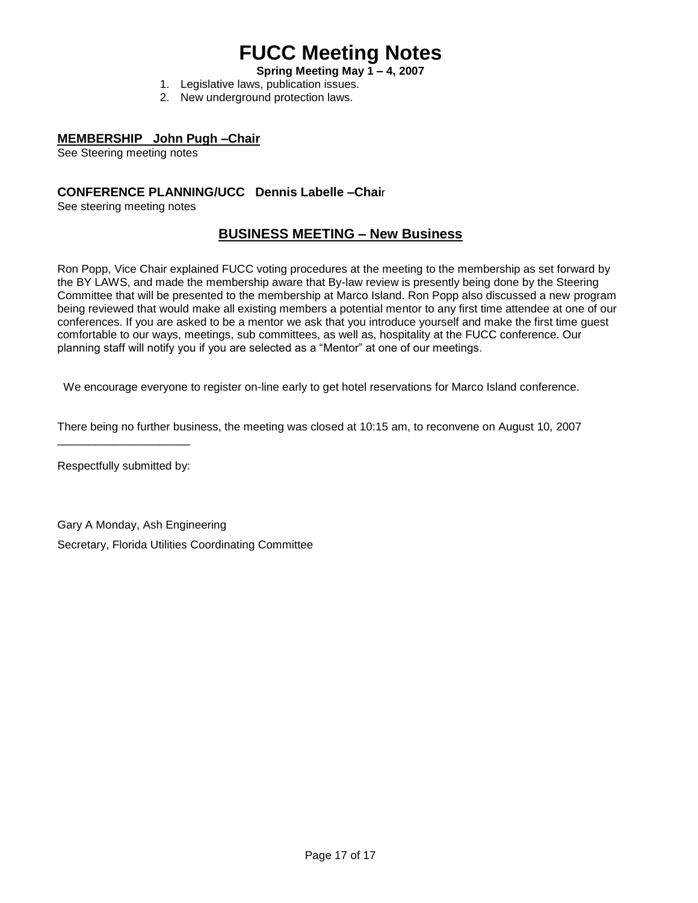1. Legislative laws, publication issues.
2. New underground protection laws.

**MEMBERSHIP John Pugh –Chair**

See Steering meeting notes

**CONFERENCE PLANNING/UCC Dennis Labelle –Chair**

See steering meeting notes

## BUSINESS MEETING – New Business

Ron Popp, Vice Chair explained FUCC voting procedures at the meeting to the membership as set forward by the BY LAWS, and made the membership aware that By-law review is presently being done by the Steering Committee that will be presented to the membership at Marco Island. Ron Popp also discussed a new program being reviewed that would make all existing members a potential mentor to any first time attendee at one of our conferences. If you are asked to be a mentor we ask that you introduce yourself and make the first time guest comfortable to our ways, meetings, sub committees, as well as, hospitality at the FUCC conference. Our planning staff will notify you if you are selected as a "Mentor" at one of our meetings.

We encourage everyone to register on-line early to get hotel reservations for Marco Island conference.

There being no further business, the meeting was closed at 10:15 am, to reconvene on August 10, 2007

\_\_\_\_\_\_\_\_\_\_\_\_\_\_\_\_\_\_\_\_

Respectfully submitted by:

Gary A Monday, Ash Engineering

Secretary, Florida Utilities Coordinating Committee